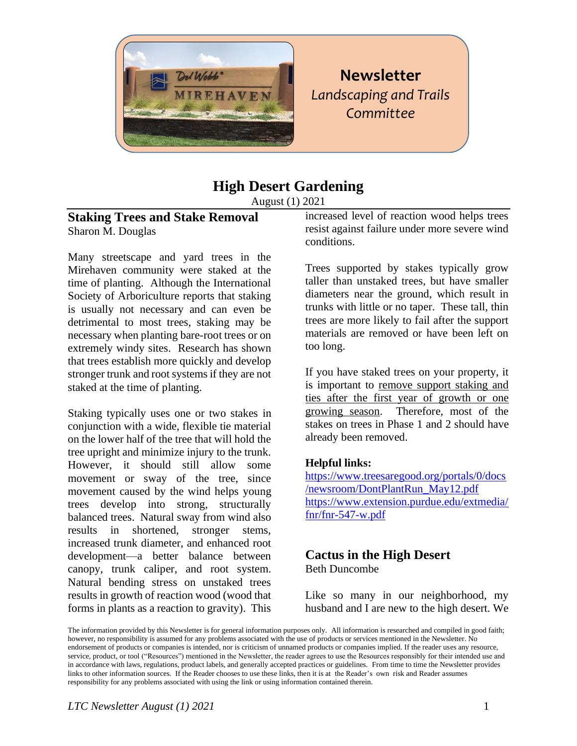# Newsletter
*Landscaping and Trails Committee*

# High Desert Gardening

August (1) 2021

## Staking Trees and Stake Removal

Sharon M. Douglas

Many streetscape and yard trees in the Mirehaven community were staked at the time of planting. Although the International Society of Arboriculture reports that staking is usually not necessary and can even be detrimental to most trees, staking may be necessary when planting bare-root trees or on extremely windy sites. Research has shown that trees establish more quickly and develop stronger trunk and root systems if they are not staked at the time of planting.

Staking typically uses one or two stakes in conjunction with a wide, flexible tie material on the lower half of the tree that will hold the tree upright and minimize injury to the trunk. However, it should still allow some movement or sway of the tree, since movement caused by the wind helps young trees develop into strong, structurally balanced trees. Natural sway from wind also results in shortened, stronger stems, increased trunk diameter, and enhanced root development—a better balance between canopy, trunk caliper, and root system. Natural bending stress on unstaked trees results in growth of reaction wood (wood that forms in plants as a reaction to gravity). This increased level of reaction wood helps trees resist against failure under more severe wind conditions.

Trees supported by stakes typically grow taller than unstaked trees, but have smaller diameters near the ground, which result in trunks with little or no taper. These tall, thin trees are more likely to fail after the support materials are removed or have been left on too long.

If you have staked trees on your property, it is important to remove support staking and ties after the first year of growth or one growing season. Therefore, most of the stakes on trees in Phase 1 and 2 should have already been removed.

**Helpful links:**

https://www.treesaregood.org/portals/0/docs/newsroom/DontPlantRun_May12.pdf
https://www.extension.purdue.edu/extmedia/fnr/fnr-547-w.pdf

## Cactus in the High Desert

Beth Duncombe

Like so many in our neighborhood, my husband and I are new to the high desert. We

The information provided by this Newsletter is for general information purposes only. All information is researched and compiled in good faith; however, no responsibility is assumed for any problems associated with the use of products or services mentioned in the Newsletter. No endorsement of products or companies is intended, nor is criticism of unnamed products or companies implied. If the reader uses any resource, service, product, or tool ("Resources") mentioned in the Newsletter, the reader agrees to use the Resources responsibly for their intended use and in accordance with laws, regulations, product labels, and generally accepted practices or guidelines. From time to time the Newsletter provides links to other information sources. If the Reader chooses to use these links, then it is at the Reader's own risk and Reader assumes responsibility for any problems associated with using the link or using information contained therein.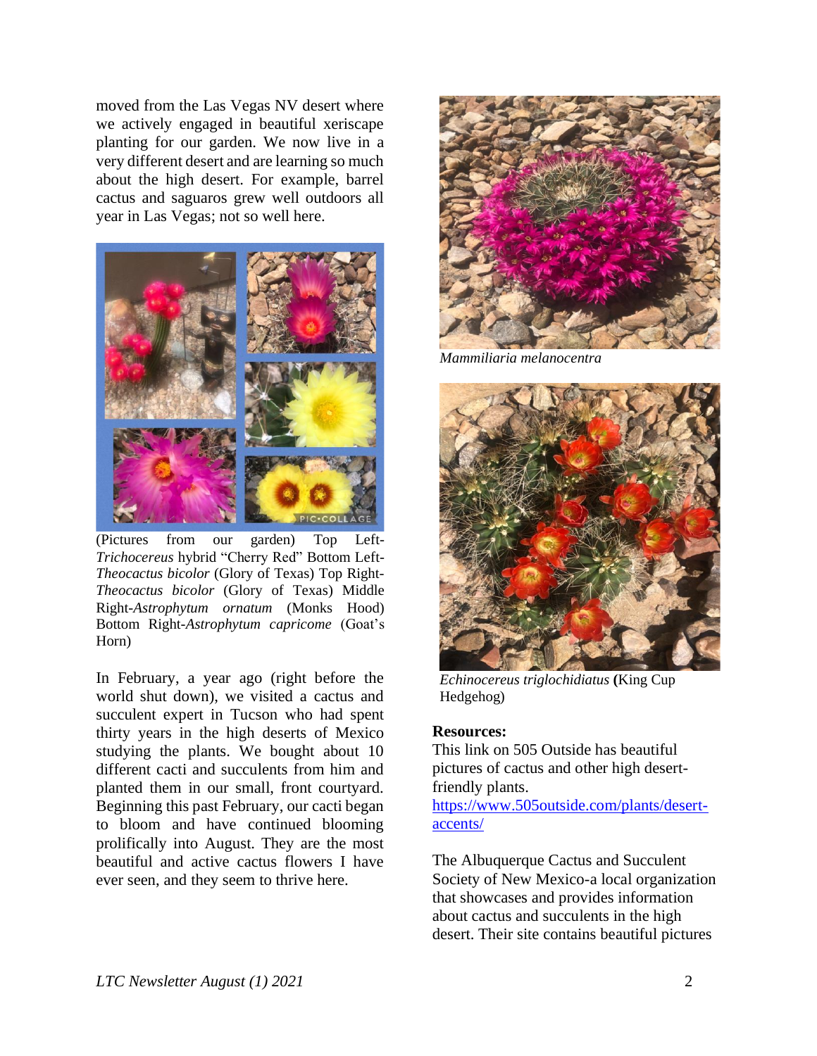moved from the Las Vegas NV desert where we actively engaged in beautiful xeriscape planting for our garden. We now live in a very different desert and are learning so much about the high desert. For example, barrel cactus and saguaros grew well outdoors all year in Las Vegas; not so well here.

(Pictures from our garden) Top Left-*Trichocereus* hybrid "Cherry Red" Bottom Left-*Theocactus bicolor* (Glory of Texas) Top Right-*Theocactus bicolor* (Glory of Texas) Middle Right-*Astrophytum ornatum* (Monks Hood) Bottom Right-*Astrophytum capricome* (Goat's Horn)

In February, a year ago (right before the world shut down), we visited a cactus and succulent expert in Tucson who had spent thirty years in the high deserts of Mexico studying the plants. We bought about 10 different cacti and succulents from him and planted them in our small, front courtyard. Beginning this past February, our cacti began to bloom and have continued blooming prolifically into August. They are the most beautiful and active cactus flowers I have ever seen, and they seem to thrive here.

*Mammiliaria melanocentra*

*Echinocereus triglochidiatus* **(**King Cup Hedgehog)

**Resources:**

This link on 505 Outside has beautiful pictures of cactus and other high desert-friendly plants.
https://www.505outside.com/plants/desert-accents/

The Albuquerque Cactus and Succulent Society of New Mexico-a local organization that showcases and provides information about cactus and succulents in the high desert. Their site contains beautiful pictures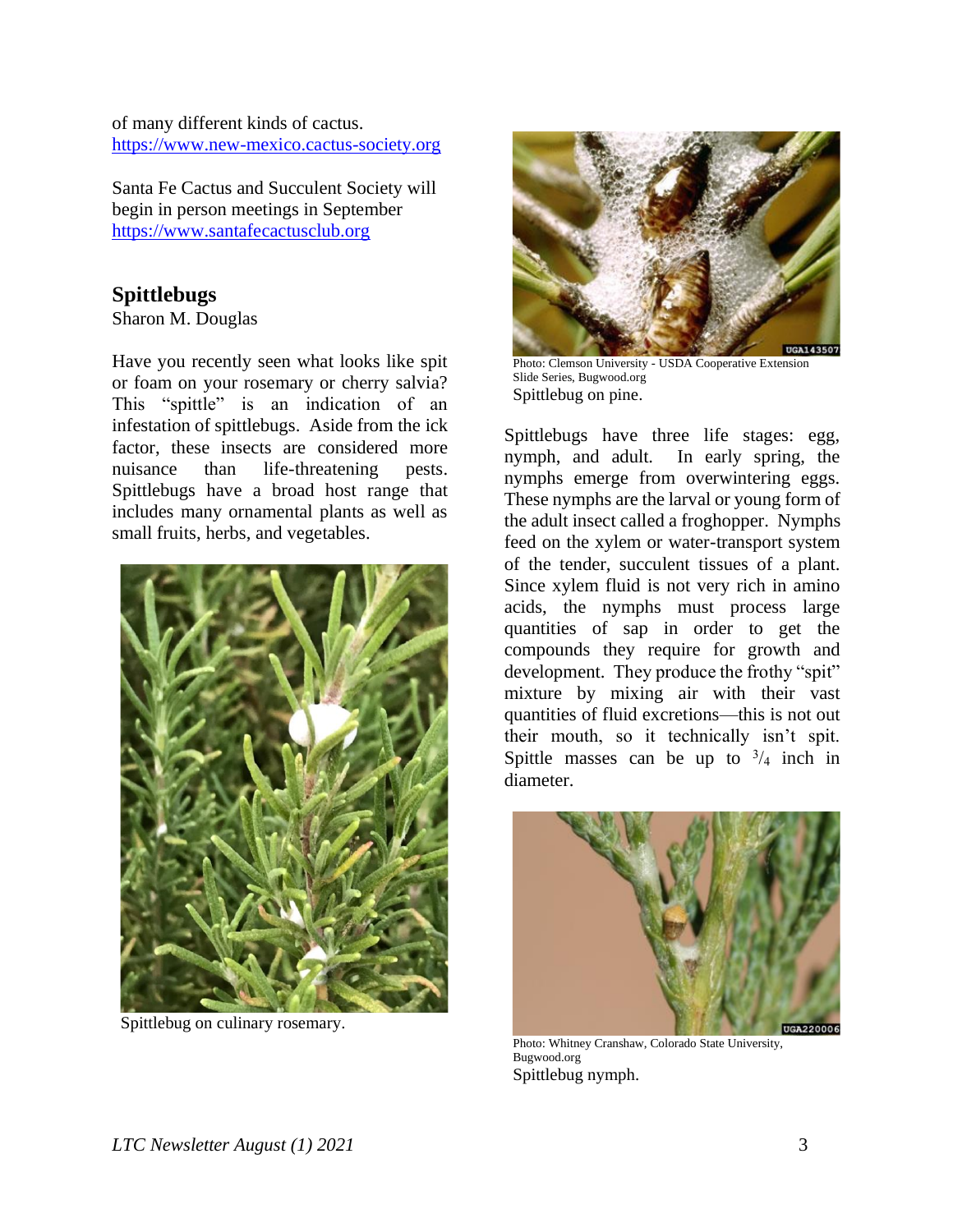of many different kinds of cactus.
https://www.new-mexico.cactus-society.org

Santa Fe Cactus and Succulent Society will begin in person meetings in September
https://www.santafecactusclub.org

## Spittlebugs

Sharon M. Douglas

Have you recently seen what looks like spit or foam on your rosemary or cherry salvia? This "spittle" is an indication of an infestation of spittlebugs. Aside from the ick factor, these insects are considered more nuisance than life-threatening pests. Spittlebugs have a broad host range that includes many ornamental plants as well as small fruits, herbs, and vegetables.

Spittlebug on culinary rosemary.

Photo: Clemson University - USDA Cooperative Extension Slide Series, Bugwood.org
Spittlebug on pine.

Spittlebugs have three life stages: egg, nymph, and adult. In early spring, the nymphs emerge from overwintering eggs. These nymphs are the larval or young form of the adult insect called a froghopper. Nymphs feed on the xylem or water-transport system of the tender, succulent tissues of a plant. Since xylem fluid is not very rich in amino acids, the nymphs must process large quantities of sap in order to get the compounds they require for growth and development. They produce the frothy "spit" mixture by mixing air with their vast quantities of fluid excretions—this is not out their mouth, so it technically isn't spit. Spittle masses can be up to 3/4 inch in diameter.

Photo: Whitney Cranshaw, Colorado State University, Bugwood.org
Spittlebug nymph.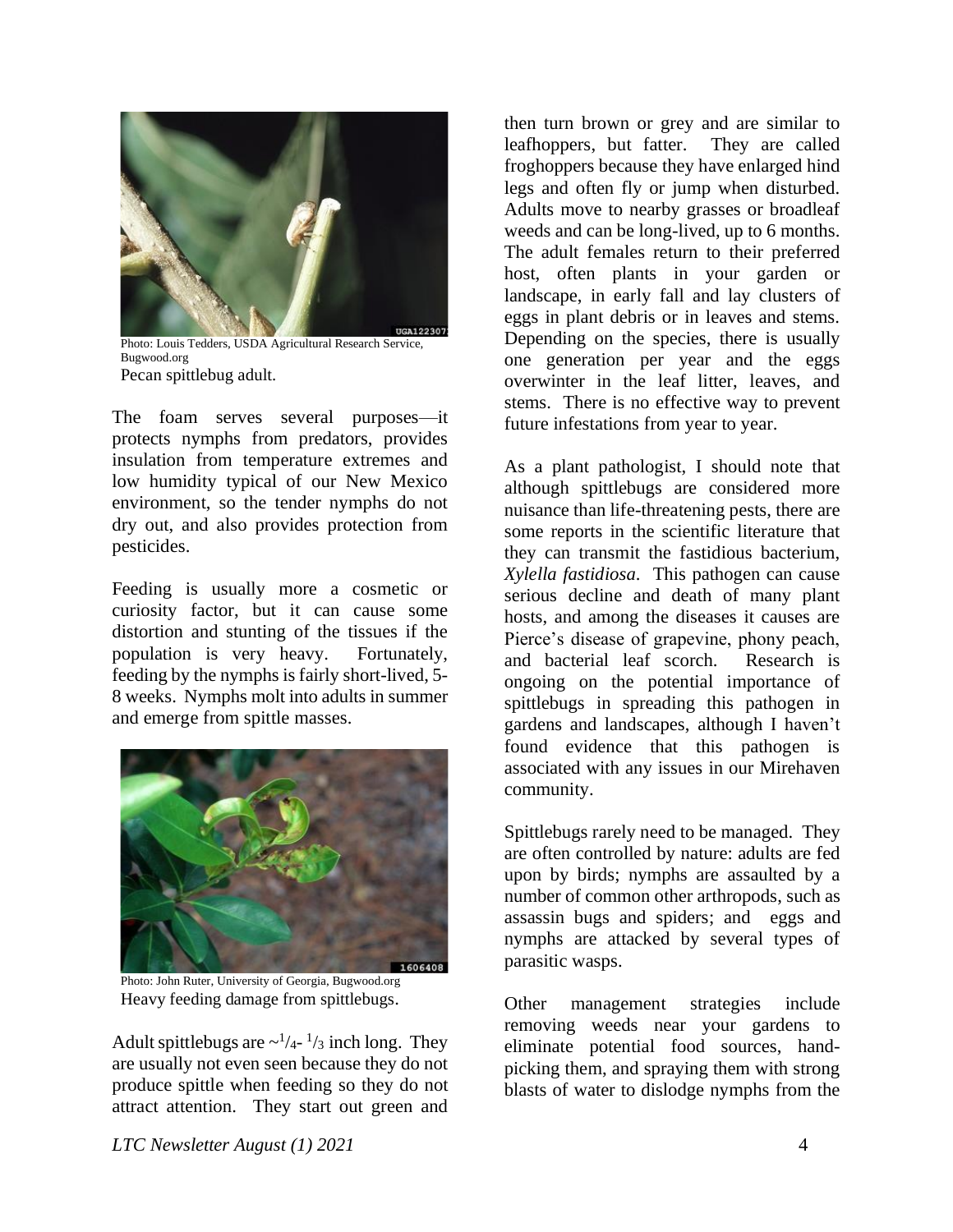Photo: Louis Tedders, USDA Agricultural Research Service, Bugwood.org

Pecan spittlebug adult.

The foam serves several purposes—it protects nymphs from predators, provides insulation from temperature extremes and low humidity typical of our New Mexico environment, so the tender nymphs do not dry out, and also provides protection from pesticides.

Feeding is usually more a cosmetic or curiosity factor, but it can cause some distortion and stunting of the tissues if the population is very heavy. Fortunately, feeding by the nymphs is fairly short-lived, 5-8 weeks. Nymphs molt into adults in summer and emerge from spittle masses.

Photo: John Ruter, University of Georgia, Bugwood.org

Heavy feeding damage from spittlebugs.

Adult spittlebugs are ~$^1/_4$- $^1/_3$ inch long. They are usually not even seen because they do not produce spittle when feeding so they do not attract attention. They start out green and then turn brown or grey and are similar to leafhoppers, but fatter. They are called froghoppers because they have enlarged hind legs and often fly or jump when disturbed. Adults move to nearby grasses or broadleaf weeds and can be long-lived, up to 6 months. The adult females return to their preferred host, often plants in your garden or landscape, in early fall and lay clusters of eggs in plant debris or in leaves and stems. Depending on the species, there is usually one generation per year and the eggs overwinter in the leaf litter, leaves, and stems. There is no effective way to prevent future infestations from year to year.

As a plant pathologist, I should note that although spittlebugs are considered more nuisance than life-threatening pests, there are some reports in the scientific literature that they can transmit the fastidious bacterium, *Xylella fastidiosa*. This pathogen can cause serious decline and death of many plant hosts, and among the diseases it causes are Pierce's disease of grapevine, phony peach, and bacterial leaf scorch. Research is ongoing on the potential importance of spittlebugs in spreading this pathogen in gardens and landscapes, although I haven't found evidence that this pathogen is associated with any issues in our Mirehaven community.

Spittlebugs rarely need to be managed. They are often controlled by nature: adults are fed upon by birds; nymphs are assaulted by a number of common other arthropods, such as assassin bugs and spiders; and eggs and nymphs are attacked by several types of parasitic wasps.

Other management strategies include removing weeds near your gardens to eliminate potential food sources, hand-picking them, and spraying them with strong blasts of water to dislodge nymphs from the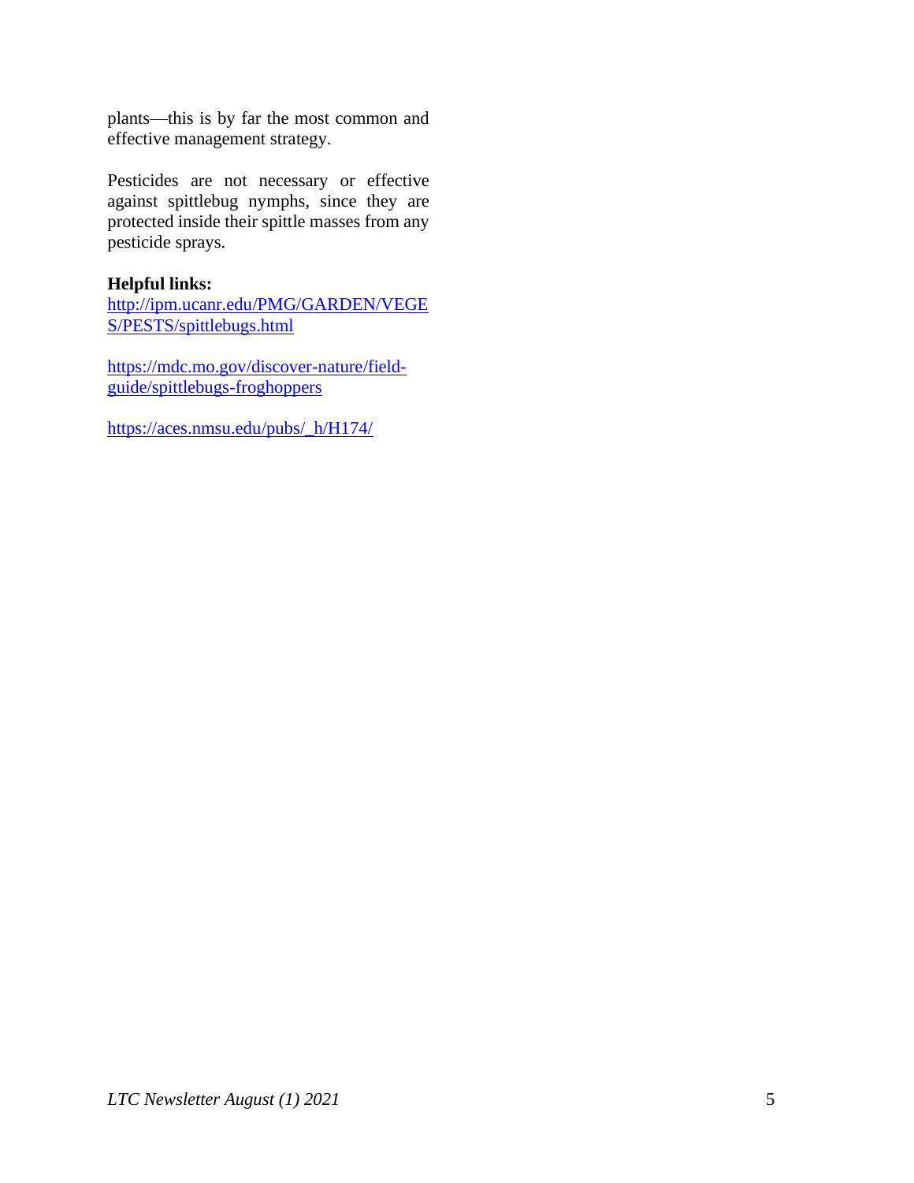plants—this is by far the most common and effective management strategy.

Pesticides are not necessary or effective against spittlebug nymphs, since they are protected inside their spittle masses from any pesticide sprays.

**Helpful links:**
[http://ipm.ucanr.edu/PMG/GARDEN/VEGES/PESTS/spittlebugs.html](http://ipm.ucanr.edu/PMG/GARDEN/VEGES/PESTS/spittlebugs.html)

[https://mdc.mo.gov/discover-nature/field-guide/spittlebugs-froghoppers](https://mdc.mo.gov/discover-nature/field-guide/spittlebugs-froghoppers)

[https://aces.nmsu.edu/pubs/_h/H174/](https://aces.nmsu.edu/pubs/_h/H174/)